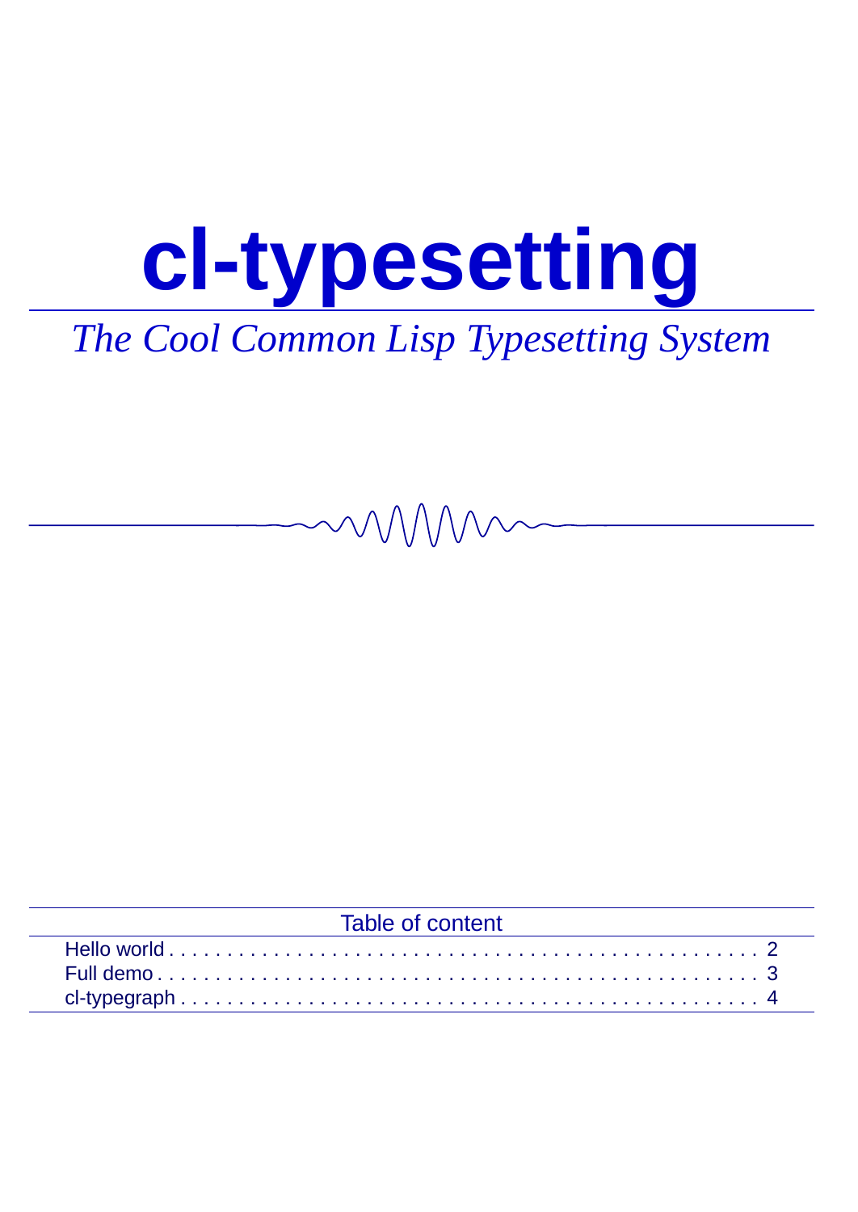# cl-typesetting

*The Cool Common Lisp Typesetting System*

| Table of content | |
|---|---|
| Hello world | 2 |
| Full demo | 3 |
| cl-typegraph | 4 |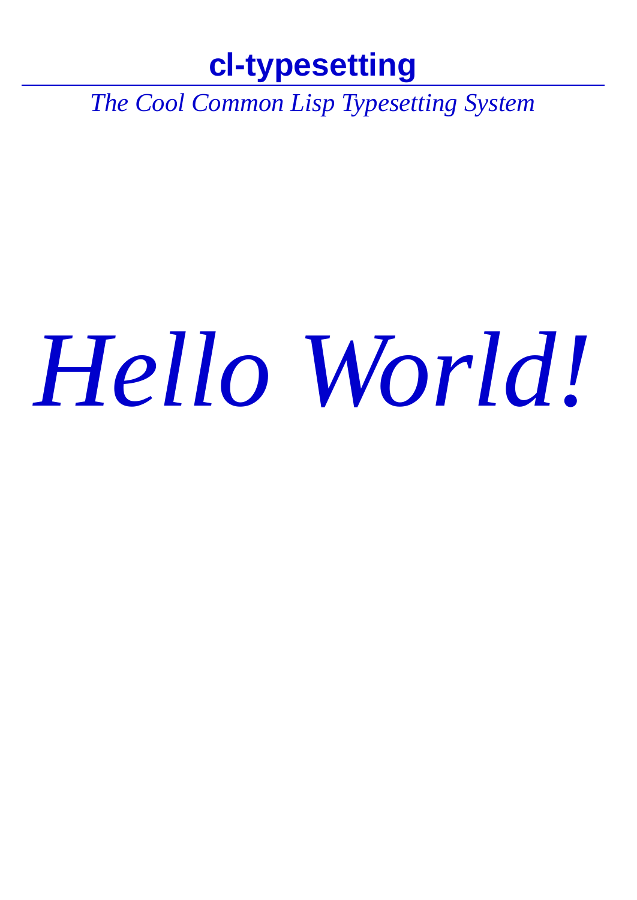*Hello World!*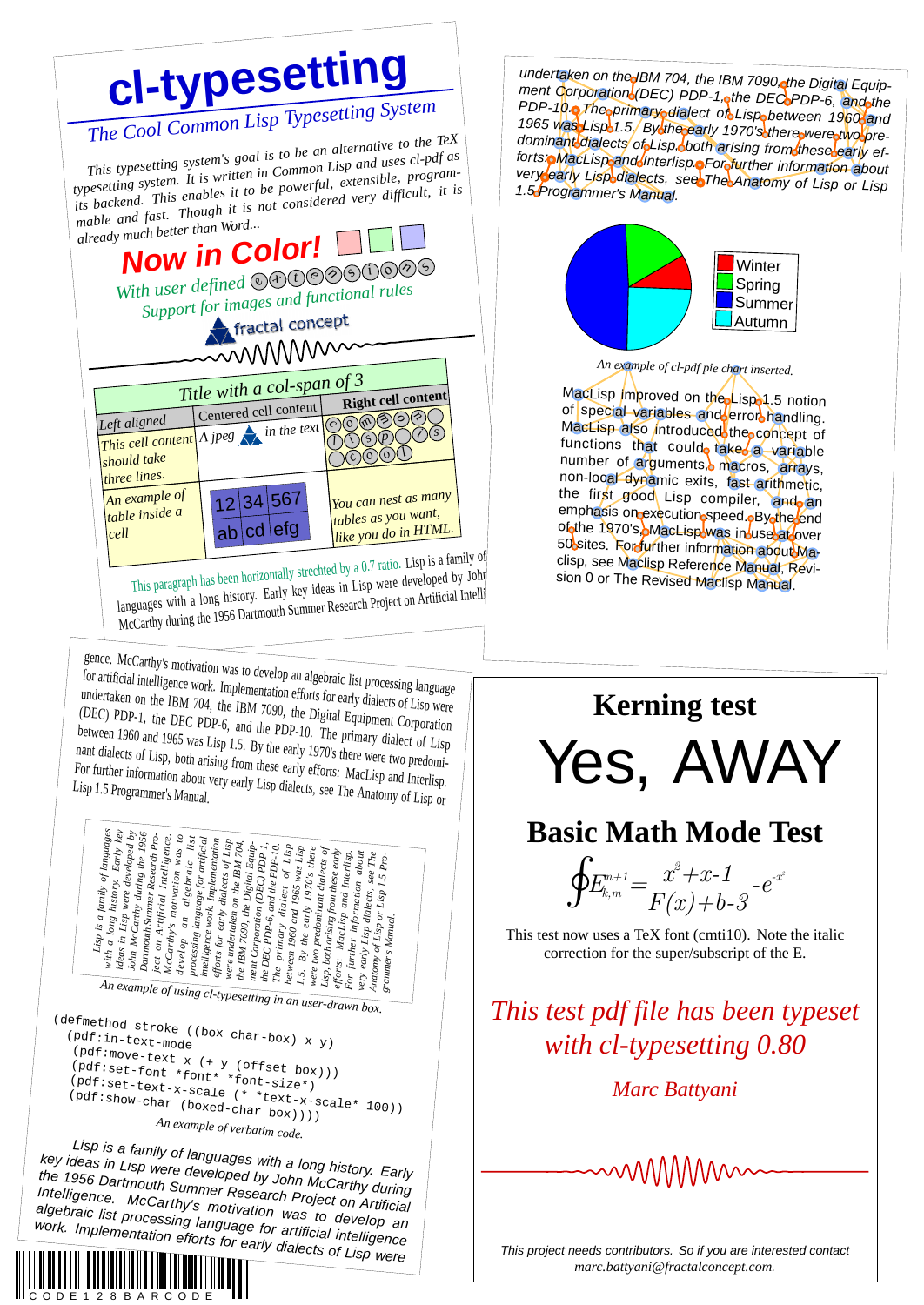# cl-typesetting

## The Cool Common Lisp Typesetting System

This typesetting system's goal is to be an alternative to the TeX typesetting system. It is written in Common Lisp and uses cl-pdf as its backend. This enables it to be powerful, extensible, programmable and fast. Though it is not considered very difficult, it is already much better than Word...

**Now in Color!**

*With user defined* ⓒⓛⓣⓨⓟⓔⓢⓔⓣⓣⓘⓝⓖ

*Support for images and functional rules*

fractal concept

| Title with a col-span of 3 | | |
|---|---|---|
| *Left aligned* | Centered cell content | **Right cell content** |
| *This cell content should take three lines.* | A jpeg *in the text* | ⓒⓛⓣⓨⓟⓔⓢⓔⓣⓣⓘⓝⓖ |
| *An example of table inside a cell* | 12 \| 34 \| 567 / ab \| cd \| efg | *You can nest as many tables as you want, like you do in HTML.* |

This paragraph has been horizontally strechted by a 0.7 ratio. Lisp is a family of languages with a long history. Early key ideas in Lisp were developed by John McCarthy during the 1956 Dartmouth Summer Research Project on Artificial Intelligence. McCarthy's motivation was to develop an algebraic list processing language for artificial intelligence work. Implementation efforts for early dialects of Lisp were undertaken on the IBM 704, the IBM 7090, the Digital Equipment Corporation (DEC) PDP-1, the DEC PDP-6, and the PDP-10. The primary dialect of Lisp between 1960 and 1965 was Lisp 1.5. By the early 1970's there were two predominant dialects of Lisp, both arising from these early efforts: MacLisp and Interlisp. For further information about very early Lisp dialects, see The Anatomy of Lisp or Lisp 1.5 Programmer's Manual.

Lisp is a family of languages with a long history. Early key ideas in Lisp were developed by John McCarthy during the 1956 Dartmouth Summer Research Project on Artificial Intelligence. McCarthy's motivation was to develop an algebraic list processing language for artificial intelligence work. Implementation efforts for early dialects of Lisp were undertaken on the IBM 704, the IBM 7090, the Digital Equipment Corporation (DEC) PDP-1, the DEC PDP-6, and the PDP-10. The primary dialect of Lisp between 1960 and 1965 was Lisp 1.5. By the early 1970's there were two predominant dialects of Lisp, both arising from these early efforts: MacLisp and Interlisp. For further information about very early Lisp dialects, see The Anatomy of Lisp or Lisp 1.5 Programmer's Manual.

*An example of using cl-typesetting in an user-drawn box.*

```
(defmethod stroke ((box char-box) x y)
  (pdf:in-text-mode
   (pdf:move-text x (+ y (offset box)))
   (pdf:set-font *font* *font-size*)
   (pdf:set-text-x-scale (* *text-x-scale* 100))
   (pdf:show-char (boxed-char box))))
```

*An example of verbatim code.*

Lisp is a family of languages with a long history. Early key ideas in Lisp were developed by John McCarthy during the 1956 Dartmouth Summer Research Project on Artificial Intelligence. McCarthy's motivation was to develop an algebraic list processing language for artificial intelligence work. Implementation efforts for early dialects of Lisp were

CODE128BARCODE

*undertaken on the IBM 704, the IBM 7090, the Digital Equipment Corporation (DEC) PDP-1, the DEC PDP-6, and the PDP-10. The primary dialect of Lisp between 1960 and 1965 was Lisp 1.5. By the early 1970's there were two predominant dialects of Lisp, both arising from these early efforts: MacLisp and Interlisp. For further information about very early Lisp dialects, see The Anatomy of Lisp or Lisp 1.5 Programmer's Manual.*

Winter
Spring
Summer
Autumn

*An example of cl-pdf pie chart inserted.*

MacLisp improved on the Lisp 1.5 notion of special variables and error handling. MacLisp also introduced the concept of functions that could take a variable number of arguments, macros, arrays, non-local dynamic exits, fast arithmetic, the first good Lisp compiler, and an emphasis on execution speed. By the end of the 1970's, MacLisp was in use at over 50 sites. For further information about Maclisp, see Maclisp Reference Manual, Revision 0 or The Revised Maclisp Manual.

## Kerning test

Yes, AWAY

## Basic Math Mode Test

$$\oint E^{n+1}_{k,m} = \frac{x^2+x-1}{F(x)+b-3} - e^{-x^2}$$

This test now uses a TeX font (cmti10). Note the italic correction for the super/subscript of the E.

*This test pdf file has been typeset with cl-typesetting 0.80*

*Marc Battyani*

*This project needs contributors. So if you are interested contact marc.battyani@fractalconcept.com.*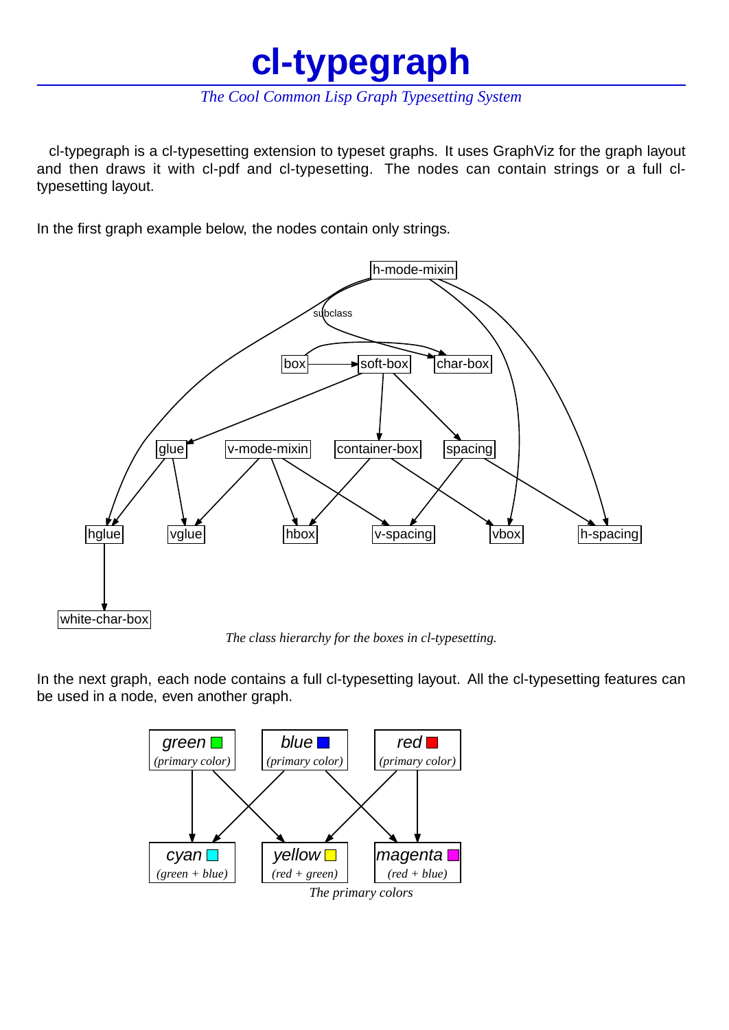# cl-typegraph

*The Cool Common Lisp Graph Typesetting System*

cl-typegraph is a cl-typesetting extension to typeset graphs. It uses GraphViz for the graph layout and then draws it with cl-pdf and cl-typesetting. The nodes can contain strings or a full cl-typesetting layout.

In the first graph example below, the nodes contain only strings.

h-mode-mixin
subclass
box
soft-box
char-box
glue
v-mode-mixin
container-box
spacing
hglue
vglue
hbox
v-spacing
vbox
h-spacing
white-char-box

*The class hierarchy for the boxes in cl-typesetting.*

In the next graph, each node contains a full cl-typesetting layout. All the cl-typesetting features can be used in a node, even another graph.

*green* (primary color)
*blue* (primary color)
*red* (primary color)
*cyan* (green + blue)
*yellow* (red + green)
*magenta* (red + blue)

*The primary colors*